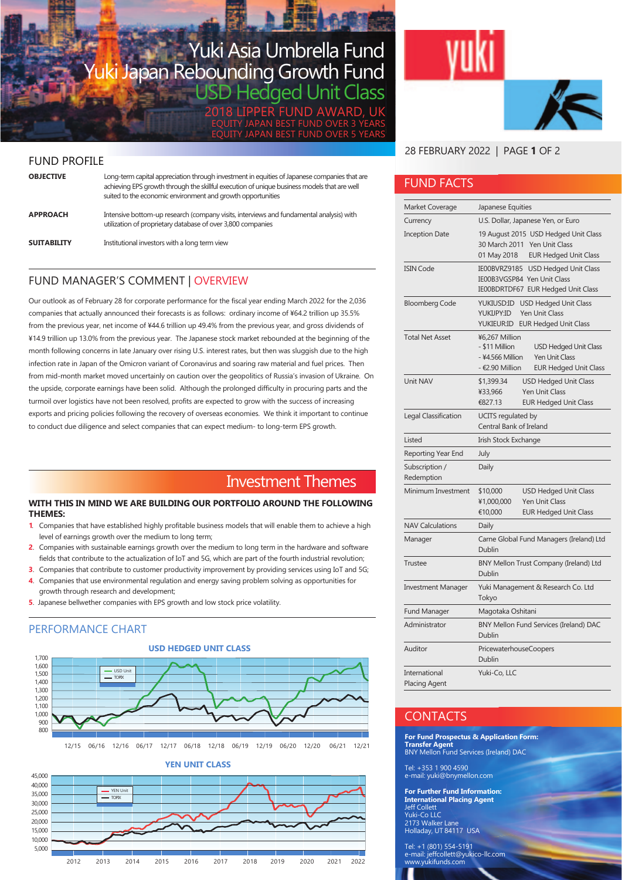# Yuki Asia Umbrella Fund
# Yuki Japan Rebounding Growth Fund
# USD Hedged Unit Class

2018 LIPPER FUND AWARD, UK
EQUITY JAPAN BEST FUND OVER 3 YEARS
EQUITY JAPAN BEST FUND OVER 5 YEARS

28 FEBRUARY 2022 | PAGE 1 OF 2

## FUND PROFILE

**OBJECTIVE**
Long-term capital appreciation through investment in equities of Japanese companies that are achieving EPS growth through the skillful execution of unique business models that are well suited to the economic environment and growth opportunities

**APPROACH**
Intensive bottom-up research (company visits, interviews and fundamental analysis) with utilization of proprietary database of over 3,800 companies

**SUITABILITY**
Institutional investors with a long term view

## FUND MANAGER'S COMMENT | OVERVIEW

Our outlook as of February 28 for corporate performance for the fiscal year ending March 2022 for the 2,036 companies that actually announced their forecasts is as follows: ordinary income of ¥64.2 trillion up 35.5% from the previous year, net income of ¥44.6 trillion up 49.4% from the previous year, and gross dividends of ¥14.9 trillion up 13.0% from the previous year. The Japanese stock market rebounded at the beginning of the month following concerns in late January over rising U.S. interest rates, but then was sluggish due to the high infection rate in Japan of the Omicron variant of Coronavirus and soaring raw material and fuel prices. Then from mid-month market moved uncertainly on caution over the geopolitics of Russia's invasion of Ukraine. On the upside, corporate earnings have been solid. Although the prolonged difficulty in procuring parts and the turmoil over logistics have not been resolved, profits are expected to grow with the success of increasing exports and pricing policies following the recovery of overseas economies. We think it important to continue to conduct due diligence and select companies that can expect medium- to long-term EPS growth.

## Investment Themes

**WITH THIS IN MIND WE ARE BUILDING OUR PORTFOLIO AROUND THE FOLLOWING THEMES:**

1. Companies that have established highly profitable business models that will enable them to achieve a high level of earnings growth over the medium to long term;
2. Companies with sustainable earnings growth over the medium to long term in the hardware and software fields that contribute to the actualization of IoT and 5G, which are part of the fourth industrial revolution;
3. Companies that contribute to customer productivity improvement by providing services using IoT and 5G;
4. Companies that use environmental regulation and energy saving problem solving as opportunities for growth through research and development;
5. Japanese bellwether companies with EPS growth and low stock price volatility.

## PERFORMANCE CHART

**USD HEDGED UNIT CLASS**

(Chart: USD Unit vs TOPIX, 12/15 – 12/21; y-axis 800–1,700)

**YEN UNIT CLASS**

(Chart: YEN Unit vs TOPIX, 2012 – 2022; y-axis 5,000–45,000)

## FUND FACTS

| | |
|---|---|
| Market Coverage | Japanese Equities |
| Currency | U.S. Dollar, Japanese Yen, or Euro |
| Inception Date | 19 August 2015 USD Hedged Unit Class<br>30 March 2011 Yen Unit Class<br>01 May 2018 EUR Hedged Unit Class |
| ISIN Code | IE00BVRZ9185 USD Hedged Unit Class<br>IE00B3VGSP84 Yen Unit Class<br>IE00BDRTDF67 EUR Hedged Unit Class |
| Bloomberg Code | YUKIUSD:ID USD Hedged Unit Class<br>YUKIJPY:ID Yen Unit Class<br>YUKIEUR:ID EUR Hedged Unit Class |
| Total Net Asset | ¥6,267 Million<br>- $11 Million USD Hedged Unit Class<br>- ¥4,566 Million Yen Unit Class<br>- €2.90 Million EUR Hedged Unit Class |
| Unit NAV | $1,399.34 USD Hedged Unit Class<br>¥33,966 Yen Unit Class<br>€827.13 EUR Hedged Unit Class |
| Legal Classification | UCITS regulated by Central Bank of Ireland |
| Listed | Irish Stock Exchange |
| Reporting Year End | July |
| Subscription / Redemption | Daily |
| Minimum Investment | $10,000 USD Hedged Unit Class<br>¥1,000,000 Yen Unit Class<br>€10,000 EUR Hedged Unit Class |
| NAV Calculations | Daily |
| Manager | Carne Global Fund Managers (Ireland) Ltd Dublin |
| Trustee | BNY Mellon Trust Company (Ireland) Ltd Dublin |
| Investment Manager | Yuki Management & Research Co. Ltd Tokyo |
| Fund Manager | Magotaka Oshitani |
| Administrator | BNY Mellon Fund Services (Ireland) DAC Dublin |
| Auditor | PricewaterhouseCoopers Dublin |
| International Placing Agent | Yuki-Co, LLC |

## CONTACTS

**For Fund Prospectus & Application Form:**
**Transfer Agent**
BNY Mellon Fund Services (Ireland) DAC

Tel: +353 1 900 4590
e-mail: yuki@bnymellon.com

**For Further Fund Information:**
**International Placing Agent**
Jeff Collett
Yuki-Co LLC
2173 Walker Lane
Holladay, UT 84117 USA

Tel: +1 (801) 554-5191
e-mail: jeffcollett@yukico-llc.com
www.yukifunds.com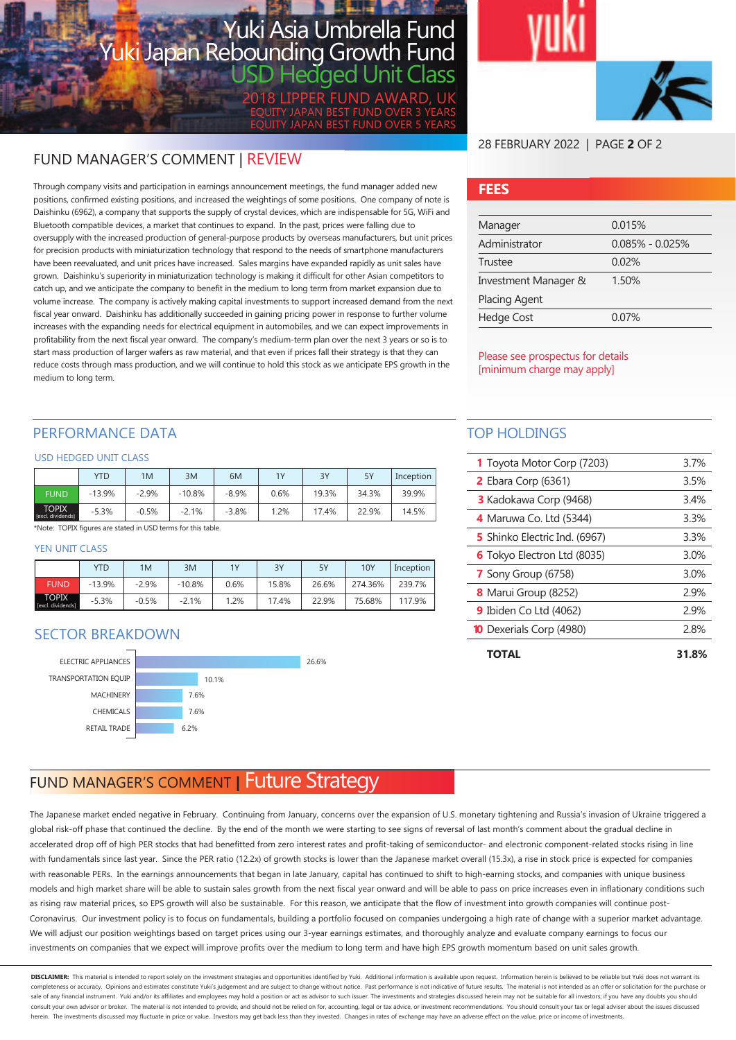# Yuki Asia Umbrella Fund
# Yuki Japan Rebounding Growth Fund
## USD Hedged Unit Class

2018 LIPPER FUND AWARD, UK
EQUITY JAPAN BEST FUND OVER 3 YEARS
EQUITY JAPAN BEST FUND OVER 5 YEARS

28 FEBRUARY 2022

## FUND MANAGER'S COMMENT | REVIEW

Through company visits and participation in earnings announcement meetings, the fund manager added new positions, confirmed existing positions, and increased the weightings of some positions. One company of note is Daishinku (6962), a company that supports the supply of crystal devices, which are indispensable for 5G, WiFi and Bluetooth compatible devices, a market that continues to expand. In the past, prices were falling due to oversupply with the increased production of general-purpose products by overseas manufacturers, but unit prices for precision products with miniaturization technology that respond to the needs of smartphone manufacturers have been reevaluated, and unit prices have increased. Sales margins have expanded rapidly as unit sales have grown. Daishinku's superiority in miniaturization technology is making it difficult for other Asian competitors to catch up, and we anticipate the company to benefit in the medium to long term from market expansion due to volume increase. The company is actively making capital investments to support increased demand from the next fiscal year onward. Daishinku has additionally succeeded in gaining pricing power in response to further volume increases with the expanding needs for electrical equipment in automobiles, and we can expect improvements in profitability from the next fiscal year onward. The company's medium-term plan over the next 3 years or so is to start mass production of larger wafers as raw material, and that even if prices fall their strategy is that they can reduce costs through mass production, and we will continue to hold this stock as we anticipate EPS growth in the medium to long term.

## FEES

| | |
|---|---|
| Manager | 0.015% |
| Administrator | 0.085% - 0.025% |
| Trustee | 0.02% |
| Investment Manager & Placing Agent | 1.50% |
| Hedge Cost | 0.07% |

Please see prospectus for details [minimum charge may apply]

## PERFORMANCE DATA

### USD HEDGED UNIT CLASS

| | YTD | 1M | 3M | 6M | 1Y | 3Y | 5Y | Inception |
|---|---|---|---|---|---|---|---|---|
| FUND | -13.9% | -2.9% | -10.8% | -8.9% | 0.6% | 19.3% | 34.3% | 39.9% |
| TOPIX [excl. dividends] | -5.3% | -0.5% | -2.1% | -3.8% | 1.2% | 17.4% | 22.9% | 14.5% |

*Note: TOPIX figures are stated in USD terms for this table.

### YEN UNIT CLASS

| | YTD | 1M | 3M | 1Y | 3Y | 5Y | 10Y | Inception |
|---|---|---|---|---|---|---|---|---|
| FUND | -13.9% | -2.9% | -10.8% | 0.6% | 15.8% | 26.6% | 274.36% | 239.7% |
| TOPIX [excl. dividends] | -5.3% | -0.5% | -2.1% | 1.2% | 17.4% | 22.9% | 75.68% | 117.9% |

## TOP HOLDINGS

| | | |
|---|---|---|
| 1 | Toyota Motor Corp (7203) | 3.7% |
| 2 | Ebara Corp (6361) | 3.5% |
| 3 | Kadokawa Corp (9468) | 3.4% |
| 4 | Maruwa Co. Ltd (5344) | 3.3% |
| 5 | Shinko Electric Ind. (6967) | 3.3% |
| 6 | Tokyo Electron Ltd (8035) | 3.0% |
| 7 | Sony Group (6758) | 3.0% |
| 8 | Marui Group (8252) | 2.9% |
| 9 | Ibiden Co Ltd (4062) | 2.9% |
| 10 | Dexerials Corp (4980) | 2.8% |
| | **TOTAL** | **31.8%** |

## SECTOR BREAKDOWN

ELECTRIC APPLIANCES 26.6%
TRANSPORTATION EQUIP 10.1%
MACHINERY 7.6%
CHEMICALS 7.6%
RETAIL TRADE 6.2%

## FUND MANAGER'S COMMENT | Future Strategy

The Japanese market ended negative in February. Continuing from January, concerns over the expansion of U.S. monetary tightening and Russia's invasion of Ukraine triggered a global risk-off phase that continued the decline. By the end of the month we were starting to see signs of reversal of last month's comment about the gradual decline in accelerated drop off of high PER stocks that had benefitted from zero interest rates and profit-taking of semiconductor- and electronic component-related stocks rising in line with fundamentals since last year. Since the PER ratio (12.2x) of growth stocks is lower than the Japanese market overall (15.3x), a rise in stock price is expected for companies with reasonable PERs. In the earnings announcements that began in late January, capital has continued to shift to high-earning stocks, and companies with unique business models and high market share will be able to sustain sales growth from the next fiscal year onward and will be able to pass on price increases even in inflationary conditions such as rising raw material prices, so EPS growth will also be sustainable. For this reason, we anticipate that the flow of investment into growth companies will continue post-Coronavirus. Our investment policy is to focus on fundamentals, building a portfolio focused on companies undergoing a high rate of change with a superior market advantage. We will adjust our position weightings based on target prices using our 3-year earnings estimates, and thoroughly analyze and evaluate company earnings to focus our investments on companies that we expect will improve profits over the medium to long term and have high EPS growth momentum based on unit sales growth.

**DISCLAIMER:** This material is intended to report solely on the investment strategies and opportunities identified by Yuki. Additional information is available upon request. Information herein is believed to be reliable but Yuki does not warrant its completeness or accuracy. Opinions and estimates constitute Yuki's judgement and are subject to change without notice. Past performance is not indicative of future results. The material is not intended as an offer or solicitation for the purchase or sale of any financial instrument. Yuki and/or its affiliates and employees may hold a position or act as advisor to such issuer. The investments and strategies discussed herein may not be suitable for all investors; if you have any doubts you should consult your own advisor or broker. The material is not intended to provide, and should not be relied on for, accounting, legal or tax advice, or investment recommendations. You should consult your tax or legal adviser about the issues discussed herein. The investments discussed may fluctuate in price or value. Investors may get back less than they invested. Changes in rates of exchange may have an adverse effect on the value, price or income of investments.